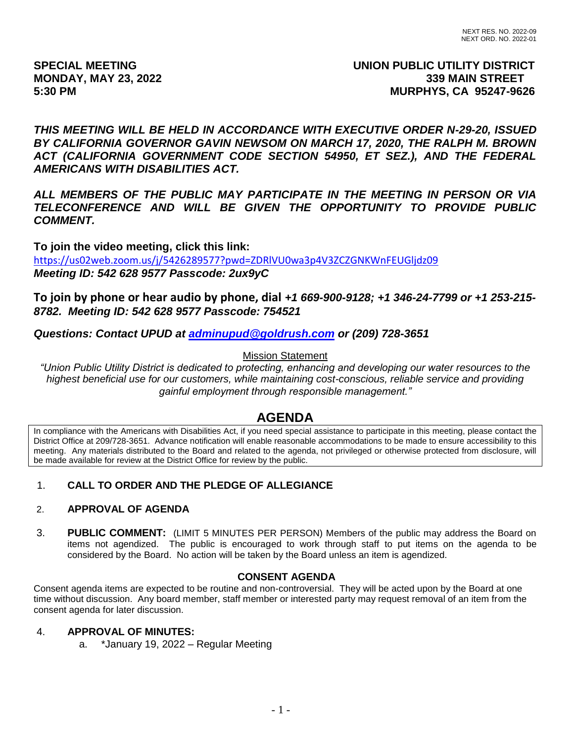NEXT RES. NO. 2022-09
NEXT ORD. NO. 2022-01

**SPECIAL MEETING**
**MONDAY, MAY 23, 2022**
**5:30 PM**

**UNION PUBLIC UTILITY DISTRICT**
**339 MAIN STREET**
**MURPHYS, CA 95247-9626**

***THIS MEETING WILL BE HELD IN ACCORDANCE WITH EXECUTIVE ORDER N-29-20, ISSUED BY CALIFORNIA GOVERNOR GAVIN NEWSOM ON MARCH 17, 2020, THE RALPH M. BROWN ACT (CALIFORNIA GOVERNMENT CODE SECTION 54950, ET SEZ.), AND THE FEDERAL AMERICANS WITH DISABILITIES ACT.***

***ALL MEMBERS OF THE PUBLIC MAY PARTICIPATE IN THE MEETING IN PERSON OR VIA TELECONFERENCE AND WILL BE GIVEN THE OPPORTUNITY TO PROVIDE PUBLIC COMMENT.***

**To join the video meeting, click this link:**
https://us02web.zoom.us/j/5426289577?pwd=ZDRlVU0wa3p4V3ZCZGNKWnFEUGljdz09
***Meeting ID: 542 628 9577 Passcode: 2ux9yC***

**To join by phone or hear audio by phone, dial *+1 669-900-9128; +1 346-24-7799 or +1 253-215-8782. Meeting ID: 542 628 9577 Passcode: 754521***

***Questions: Contact UPUD at adminupud@goldrush.com or (209) 728-3651***

Mission Statement

*"Union Public Utility District is dedicated to protecting, enhancing and developing our water resources to the highest beneficial use for our customers, while maintaining cost-conscious, reliable service and providing gainful employment through responsible management."*

# AGENDA

In compliance with the Americans with Disabilities Act, if you need special assistance to participate in this meeting, please contact the District Office at 209/728-3651. Advance notification will enable reasonable accommodations to be made to ensure accessibility to this meeting. Any materials distributed to the Board and related to the agenda, not privileged or otherwise protected from disclosure, will be made available for review at the District Office for review by the public.

1. **CALL TO ORDER AND THE PLEDGE OF ALLEGIANCE**

2. **APPROVAL OF AGENDA**

3. **PUBLIC COMMENT:** (LIMIT 5 MINUTES PER PERSON) Members of the public may address the Board on items not agendized. The public is encouraged to work through staff to put items on the agenda to be considered by the Board. No action will be taken by the Board unless an item is agendized.

## CONSENT AGENDA

Consent agenda items are expected to be routine and non-controversial. They will be acted upon by the Board at one time without discussion. Any board member, staff member or interested party may request removal of an item from the consent agenda for later discussion.

4. **APPROVAL OF MINUTES:**
   a. *January 19, 2022 – Regular Meeting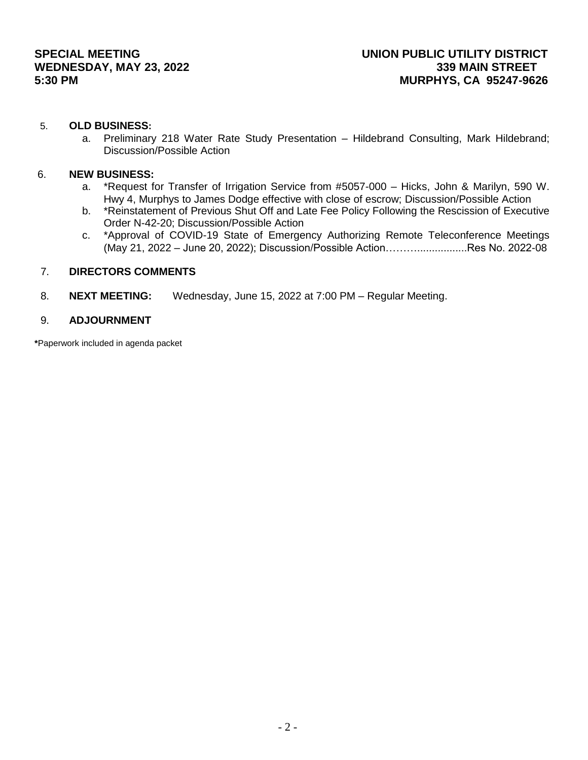**SPECIAL MEETING**
**WEDNESDAY, MAY 23, 2022**
**5:30 PM**

**UNION PUBLIC UTILITY DISTRICT**
**339 MAIN STREET**
**MURPHYS, CA 95247-9626**

5. **OLD BUSINESS:**
   a. Preliminary 218 Water Rate Study Presentation – Hildebrand Consulting, Mark Hildebrand; Discussion/Possible Action

6. **NEW BUSINESS:**
   a. *Request for Transfer of Irrigation Service from #5057-000 – Hicks, John & Marilyn, 590 W. Hwy 4, Murphys to James Dodge effective with close of escrow; Discussion/Possible Action
   b. *Reinstatement of Previous Shut Off and Late Fee Policy Following the Rescission of Executive Order N-42-20; Discussion/Possible Action
   c. *Approval of COVID-19 State of Emergency Authorizing Remote Teleconference Meetings (May 21, 2022 – June 20, 2022); Discussion/Possible Action………..................Res No. 2022-08

7. **DIRECTORS COMMENTS**

8. **NEXT MEETING:** Wednesday, June 15, 2022 at 7:00 PM – Regular Meeting.

9. **ADJOURNMENT**

**\***Paperwork included in agenda packet